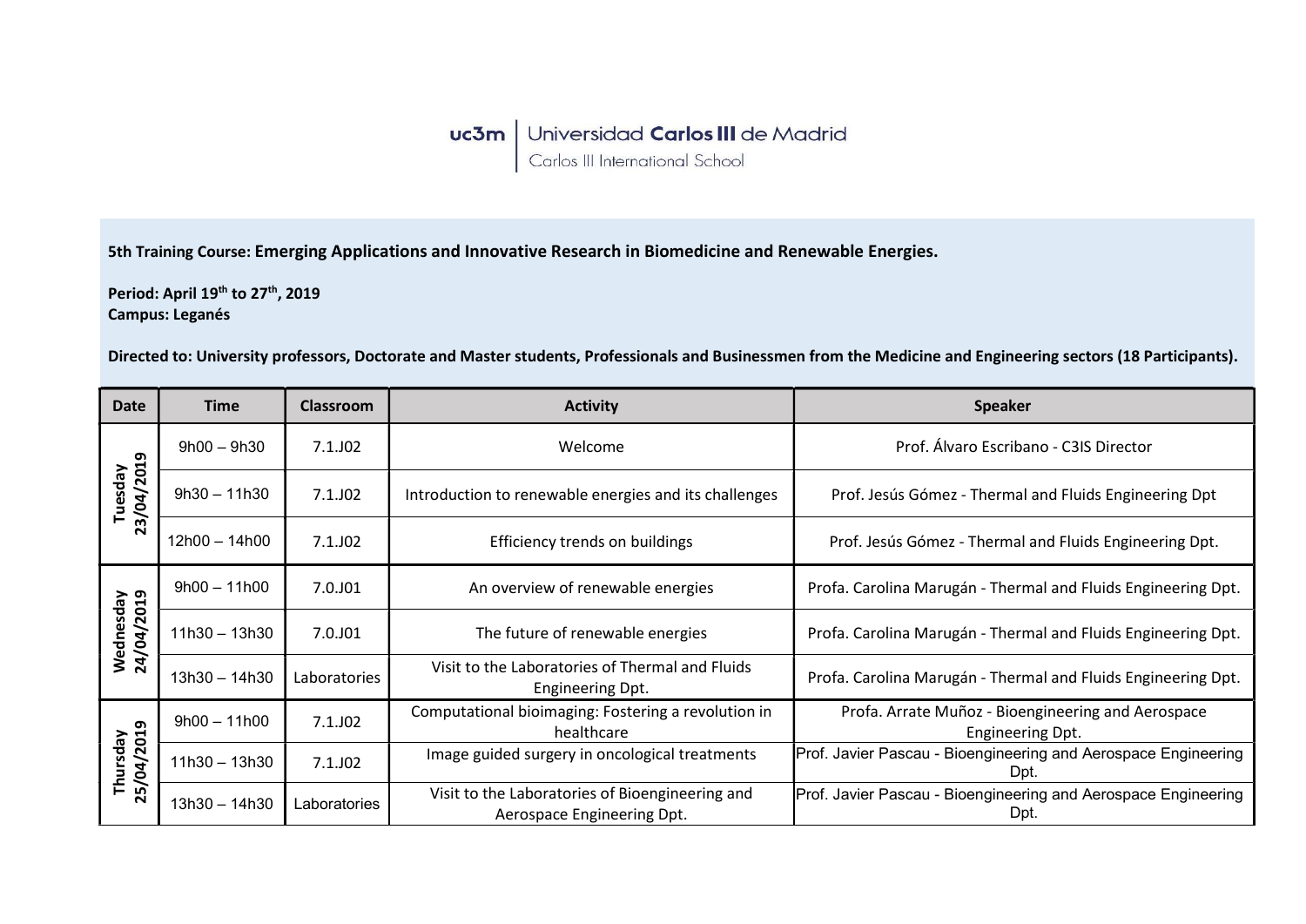uc3m | Universidad Carlos III de Madrid
Carlos III International School

**5th Training Course: Emerging Applications and Innovative Research in Biomedicine and Renewable Energies.**

**Period: April 19th to 27th, 2019**
**Campus: Leganés**

**Directed to: University professors, Doctorate and Master students, Professionals and Businessmen from the Medicine and Engineering sectors (18 Participants).**

| Date | Time | Classroom | Activity | Speaker |
|---|---|---|---|---|
| Tuesday 23/04/2019 | 9h00 – 9h30 | 7.1.J02 | Welcome | Prof. Álvaro Escribano - C3IS Director |
| | 9h30 – 11h30 | 7.1.J02 | Introduction to renewable energies and its challenges | Prof. Jesús Gómez - Thermal and Fluids Engineering Dpt |
| | 12h00 – 14h00 | 7.1.J02 | Efficiency trends on buildings | Prof. Jesús Gómez - Thermal and Fluids Engineering Dpt. |
| Wednesday 24/04/2019 | 9h00 – 11h00 | 7.0.J01 | An overview of renewable energies | Profa. Carolina Marugán - Thermal and Fluids Engineering Dpt. |
| | 11h30 – 13h30 | 7.0.J01 | The future of renewable energies | Profa. Carolina Marugán - Thermal and Fluids Engineering Dpt. |
| | 13h30 – 14h30 | Laboratories | Visit to the Laboratories of Thermal and Fluids Engineering Dpt. | Profa. Carolina Marugán - Thermal and Fluids Engineering Dpt. |
| Thursday 25/04/2019 | 9h00 – 11h00 | 7.1.J02 | Computational bioimaging: Fostering a revolution in healthcare | Profa. Arrate Muñoz - Bioengineering and Aerospace Engineering Dpt. |
| | 11h30 – 13h30 | 7.1.J02 | Image guided surgery in oncological treatments | Prof. Javier Pascau - Bioengineering and Aerospace Engineering Dpt. |
| | 13h30 – 14h30 | Laboratories | Visit to the Laboratories of Bioengineering and Aerospace Engineering Dpt. | Prof. Javier Pascau - Bioengineering and Aerospace Engineering Dpt. |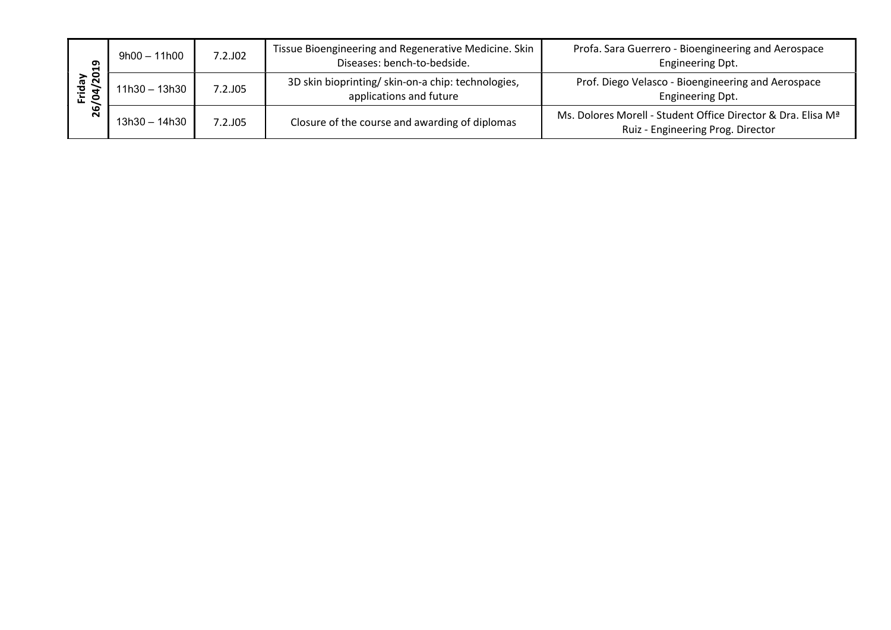| | | | | |
|---|---|---|---|---|
| Friday 26/04/2019 | 9h00 – 11h00 | 7.2.J02 | Tissue Bioengineering and Regenerative Medicine. Skin Diseases: bench-to-bedside. | Profa. Sara Guerrero - Bioengineering and Aerospace Engineering Dpt. |
| | 11h30 – 13h30 | 7.2.J05 | 3D skin bioprinting/ skin-on-a chip: technologies, applications and future | Prof. Diego Velasco - Bioengineering and Aerospace Engineering Dpt. |
| | 13h30 – 14h30 | 7.2.J05 | Closure of the course and awarding of diplomas | Ms. Dolores Morell - Student Office Director & Dra. Elisa Mª Ruiz - Engineering Prog. Director |